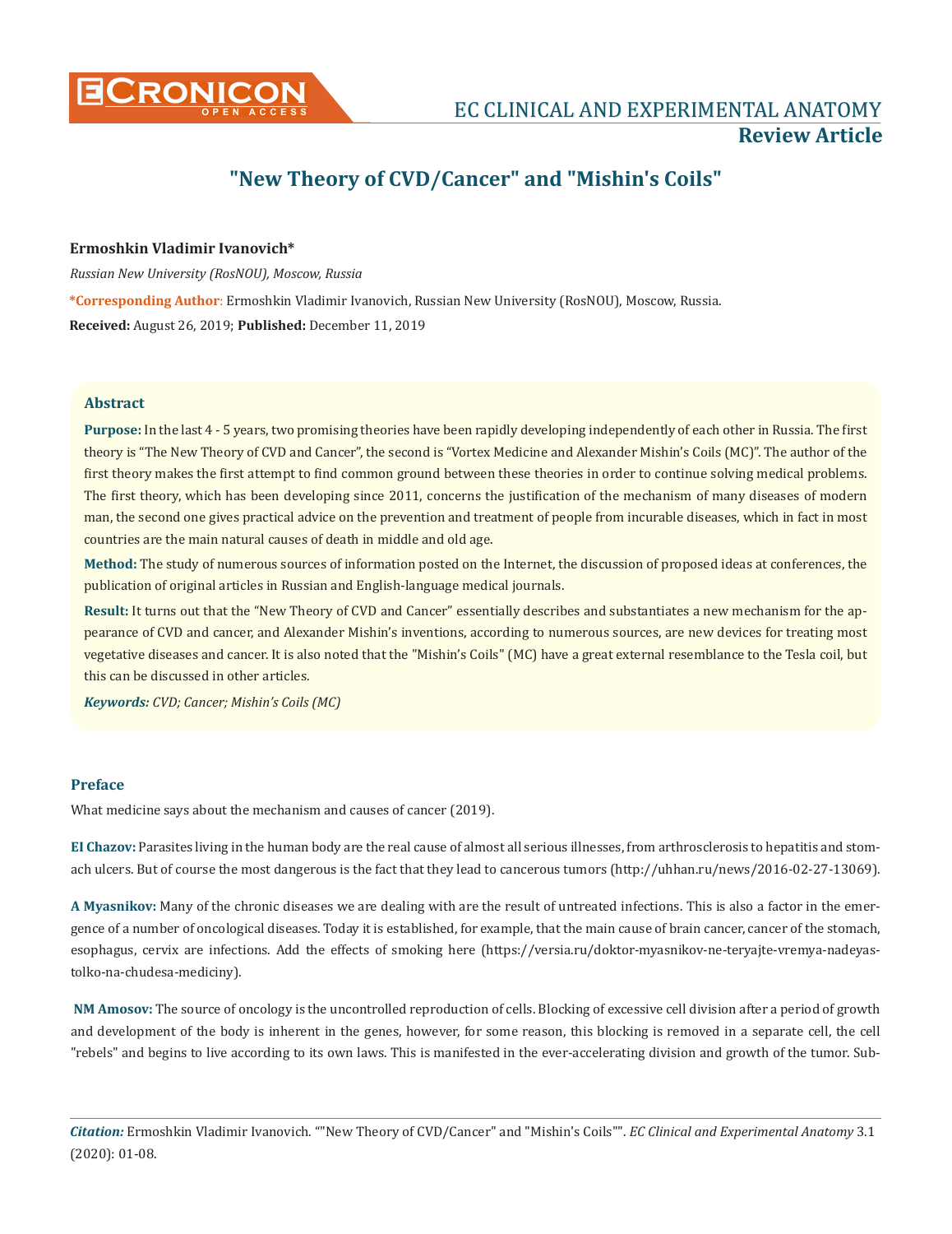# "New Theory of CVD/Cancer" and "Mishin's Coils"

**Ermoshkin Vladimir Ivanovich***

*Russian New University (RosNOU), Moscow, Russia*

***Corresponding Author:** Ermoshkin Vladimir Ivanovich, Russian New University (RosNOU), Moscow, Russia.

**Received:** August 26, 2019; **Published:** December 11, 2019

## Abstract

**Purpose:** In the last 4 - 5 years, two promising theories have been rapidly developing independently of each other in Russia. The first theory is "The New Theory of CVD and Cancer", the second is "Vortex Medicine and Alexander Mishin's Coils (MC)". The author of the first theory makes the first attempt to find common ground between these theories in order to continue solving medical problems. The first theory, which has been developing since 2011, concerns the justification of the mechanism of many diseases of modern man, the second one gives practical advice on the prevention and treatment of people from incurable diseases, which in fact in most countries are the main natural causes of death in middle and old age.

**Method:** The study of numerous sources of information posted on the Internet, the discussion of proposed ideas at conferences, the publication of original articles in Russian and English-language medical journals.

**Result:** It turns out that the "New Theory of CVD and Cancer" essentially describes and substantiates a new mechanism for the appearance of CVD and cancer, and Alexander Mishin's inventions, according to numerous sources, are new devices for treating most vegetative diseases and cancer. It is also noted that the "Mishin's Coils" (MC) have a great external resemblance to the Tesla coil, but this can be discussed in other articles.

***Keywords:** CVD; Cancer; Mishin's Coils (MC)*

## Preface

What medicine says about the mechanism and causes of cancer (2019).

**EI Chazov:** Parasites living in the human body are the real cause of almost all serious illnesses, from arthrosclerosis to hepatitis and stomach ulcers. But of course the most dangerous is the fact that they lead to cancerous tumors (http://uhhan.ru/news/2016-02-27-13069).

**A Myasnikov:** Many of the chronic diseases we are dealing with are the result of untreated infections. This is also a factor in the emergence of a number of oncological diseases. Today it is established, for example, that the main cause of brain cancer, cancer of the stomach, esophagus, cervix are infections. Add the effects of smoking here (https://versia.ru/doktor-myasnikov-ne-teryajte-vremya-nadeyas-tolko-na-chudesa-mediciny).

**NM Amosov:** The source of oncology is the uncontrolled reproduction of cells. Blocking of excessive cell division after a period of growth and development of the body is inherent in the genes, however, for some reason, this blocking is removed in a separate cell, the cell "rebels" and begins to live according to its own laws. This is manifested in the ever-accelerating division and growth of the tumor. Sub-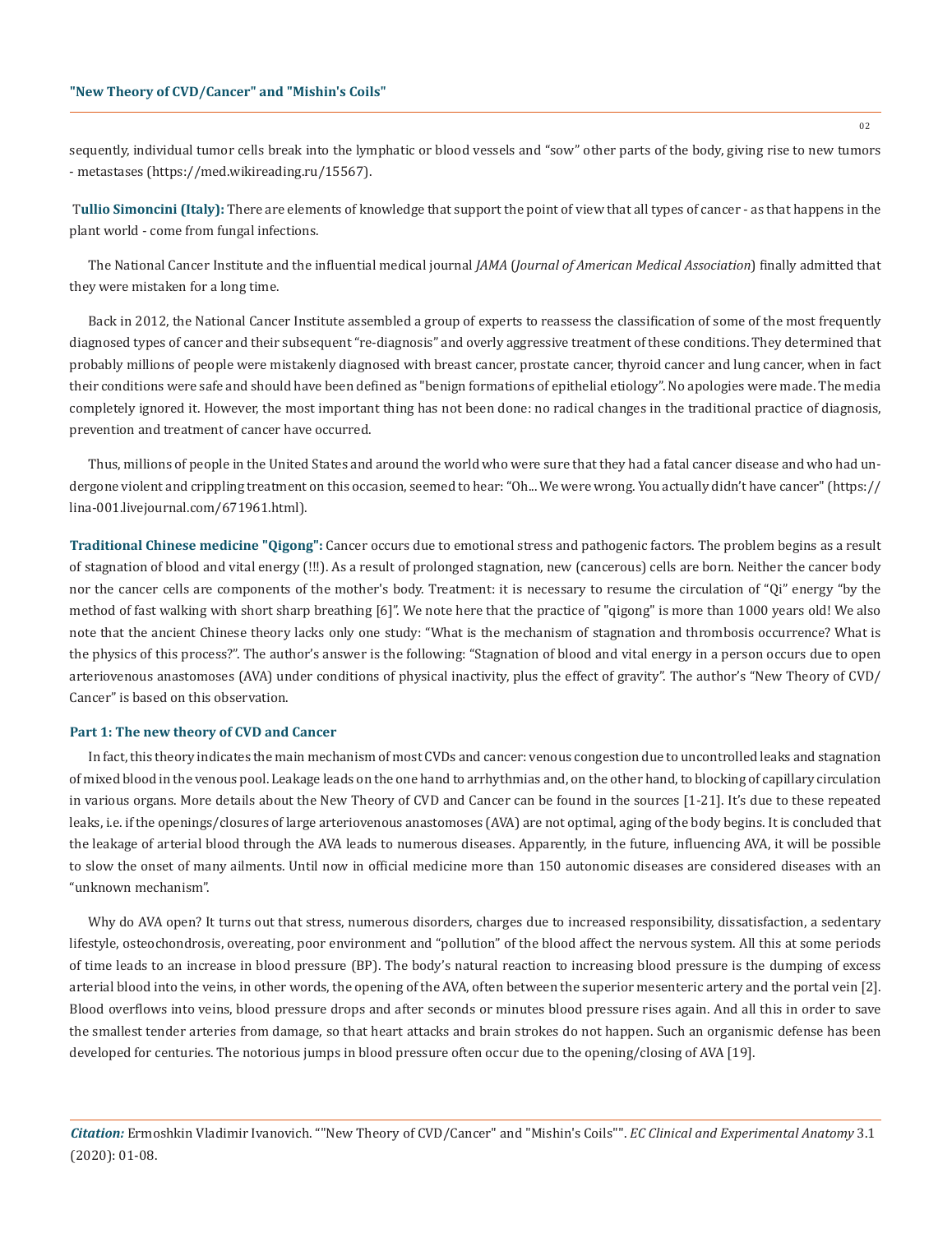sequently, individual tumor cells break into the lymphatic or blood vessels and "sow" other parts of the body, giving rise to new tumors - metastases (https://med.wikireading.ru/15567).

**Tullio Simoncini (Italy):** There are elements of knowledge that support the point of view that all types of cancer - as that happens in the plant world - come from fungal infections.

The National Cancer Institute and the influential medical journal *JAMA* (*Journal of American Medical Association*) finally admitted that they were mistaken for a long time.

Back in 2012, the National Cancer Institute assembled a group of experts to reassess the classification of some of the most frequently diagnosed types of cancer and their subsequent "re-diagnosis" and overly aggressive treatment of these conditions. They determined that probably millions of people were mistakenly diagnosed with breast cancer, prostate cancer, thyroid cancer and lung cancer, when in fact their conditions were safe and should have been defined as "benign formations of epithelial etiology". No apologies were made. The media completely ignored it. However, the most important thing has not been done: no radical changes in the traditional practice of diagnosis, prevention and treatment of cancer have occurred.

Thus, millions of people in the United States and around the world who were sure that they had a fatal cancer disease and who had undergone violent and crippling treatment on this occasion, seemed to hear: "Oh... We were wrong. You actually didn't have cancer" (https://lina-001.livejournal.com/671961.html).

**Traditional Chinese medicine "Qigong":** Cancer occurs due to emotional stress and pathogenic factors. The problem begins as a result of stagnation of blood and vital energy (!!!). As a result of prolonged stagnation, new (cancerous) cells are born. Neither the cancer body nor the cancer cells are components of the mother's body. Treatment: it is necessary to resume the circulation of "Qi" energy "by the method of fast walking with short sharp breathing [6]". We note here that the practice of "qigong" is more than 1000 years old! We also note that the ancient Chinese theory lacks only one study: "What is the mechanism of stagnation and thrombosis occurrence? What is the physics of this process?". The author's answer is the following: "Stagnation of blood and vital energy in a person occurs due to open arteriovenous anastomoses (AVA) under conditions of physical inactivity, plus the effect of gravity". The author's "New Theory of CVD/Cancer" is based on this observation.

## Part 1: The new theory of CVD and Cancer

In fact, this theory indicates the main mechanism of most CVDs and cancer: venous congestion due to uncontrolled leaks and stagnation of mixed blood in the venous pool. Leakage leads on the one hand to arrhythmias and, on the other hand, to blocking of capillary circulation in various organs. More details about the New Theory of CVD and Cancer can be found in the sources [1-21]. It's due to these repeated leaks, i.e. if the openings/closures of large arteriovenous anastomoses (AVA) are not optimal, aging of the body begins. It is concluded that the leakage of arterial blood through the AVA leads to numerous diseases. Apparently, in the future, influencing AVA, it will be possible to slow the onset of many ailments. Until now in official medicine more than 150 autonomic diseases are considered diseases with an "unknown mechanism".

Why do AVA open? It turns out that stress, numerous disorders, charges due to increased responsibility, dissatisfaction, a sedentary lifestyle, osteochondrosis, overeating, poor environment and "pollution" of the blood affect the nervous system. All this at some periods of time leads to an increase in blood pressure (BP). The body's natural reaction to increasing blood pressure is the dumping of excess arterial blood into the veins, in other words, the opening of the AVA, often between the superior mesenteric artery and the portal vein [2]. Blood overflows into veins, blood pressure drops and after seconds or minutes blood pressure rises again. And all this in order to save the smallest tender arteries from damage, so that heart attacks and brain strokes do not happen. Such an organismic defense has been developed for centuries. The notorious jumps in blood pressure often occur due to the opening/closing of AVA [19].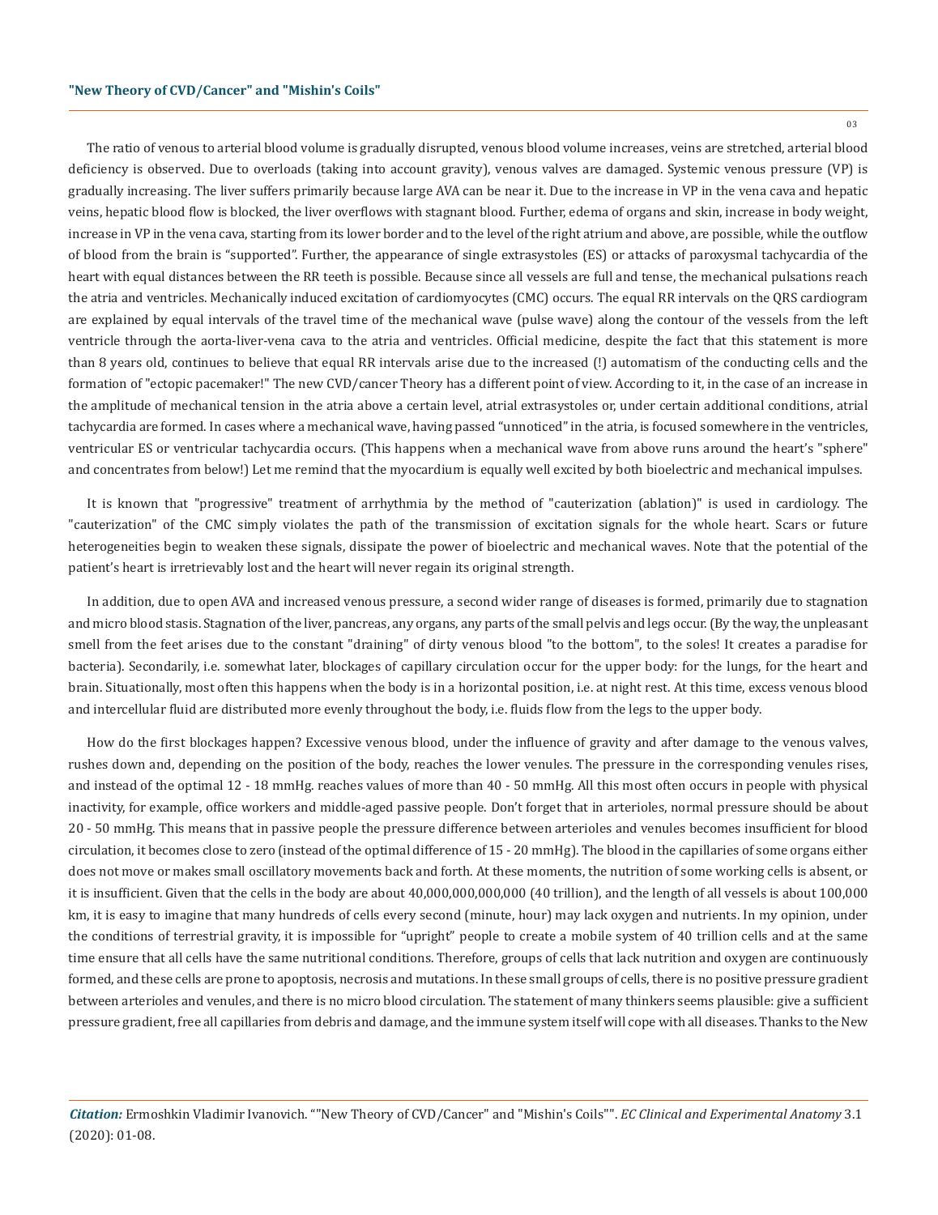The ratio of venous to arterial blood volume is gradually disrupted, venous blood volume increases, veins are stretched, arterial blood deficiency is observed. Due to overloads (taking into account gravity), venous valves are damaged. Systemic venous pressure (VP) is gradually increasing. The liver suffers primarily because large AVA can be near it. Due to the increase in VP in the vena cava and hepatic veins, hepatic blood flow is blocked, the liver overflows with stagnant blood. Further, edema of organs and skin, increase in body weight, increase in VP in the vena cava, starting from its lower border and to the level of the right atrium and above, are possible, while the outflow of blood from the brain is "supported". Further, the appearance of single extrasystoles (ES) or attacks of paroxysmal tachycardia of the heart with equal distances between the RR teeth is possible. Because since all vessels are full and tense, the mechanical pulsations reach the atria and ventricles. Mechanically induced excitation of cardiomyocytes (CMC) occurs. The equal RR intervals on the QRS cardiogram are explained by equal intervals of the travel time of the mechanical wave (pulse wave) along the contour of the vessels from the left ventricle through the aorta-liver-vena cava to the atria and ventricles. Official medicine, despite the fact that this statement is more than 8 years old, continues to believe that equal RR intervals arise due to the increased (!) automatism of the conducting cells and the formation of "ectopic pacemaker!" The new CVD/cancer Theory has a different point of view. According to it, in the case of an increase in the amplitude of mechanical tension in the atria above a certain level, atrial extrasystoles or, under certain additional conditions, atrial tachycardia are formed. In cases where a mechanical wave, having passed "unnoticed" in the atria, is focused somewhere in the ventricles, ventricular ES or ventricular tachycardia occurs. (This happens when a mechanical wave from above runs around the heart's "sphere" and concentrates from below!) Let me remind that the myocardium is equally well excited by both bioelectric and mechanical impulses.

It is known that "progressive" treatment of arrhythmia by the method of "cauterization (ablation)" is used in cardiology. The "cauterization" of the CMC simply violates the path of the transmission of excitation signals for the whole heart. Scars or future heterogeneities begin to weaken these signals, dissipate the power of bioelectric and mechanical waves. Note that the potential of the patient's heart is irretrievably lost and the heart will never regain its original strength.

In addition, due to open AVA and increased venous pressure, a second wider range of diseases is formed, primarily due to stagnation and micro blood stasis. Stagnation of the liver, pancreas, any organs, any parts of the small pelvis and legs occur. (By the way, the unpleasant smell from the feet arises due to the constant "draining" of dirty venous blood "to the bottom", to the soles! It creates a paradise for bacteria). Secondarily, i.e. somewhat later, blockages of capillary circulation occur for the upper body: for the lungs, for the heart and brain. Situationally, most often this happens when the body is in a horizontal position, i.e. at night rest. At this time, excess venous blood and intercellular fluid are distributed more evenly throughout the body, i.e. fluids flow from the legs to the upper body.

How do the first blockages happen? Excessive venous blood, under the influence of gravity and after damage to the venous valves, rushes down and, depending on the position of the body, reaches the lower venules. The pressure in the corresponding venules rises, and instead of the optimal 12 - 18 mmHg. reaches values of more than 40 - 50 mmHg. All this most often occurs in people with physical inactivity, for example, office workers and middle-aged passive people. Don't forget that in arterioles, normal pressure should be about 20 - 50 mmHg. This means that in passive people the pressure difference between arterioles and venules becomes insufficient for blood circulation, it becomes close to zero (instead of the optimal difference of 15 - 20 mmHg). The blood in the capillaries of some organs either does not move or makes small oscillatory movements back and forth. At these moments, the nutrition of some working cells is absent, or it is insufficient. Given that the cells in the body are about 40,000,000,000,000 (40 trillion), and the length of all vessels is about 100,000 km, it is easy to imagine that many hundreds of cells every second (minute, hour) may lack oxygen and nutrients. In my opinion, under the conditions of terrestrial gravity, it is impossible for "upright" people to create a mobile system of 40 trillion cells and at the same time ensure that all cells have the same nutritional conditions. Therefore, groups of cells that lack nutrition and oxygen are continuously formed, and these cells are prone to apoptosis, necrosis and mutations. In these small groups of cells, there is no positive pressure gradient between arterioles and venules, and there is no micro blood circulation. The statement of many thinkers seems plausible: give a sufficient pressure gradient, free all capillaries from debris and damage, and the immune system itself will cope with all diseases. Thanks to the New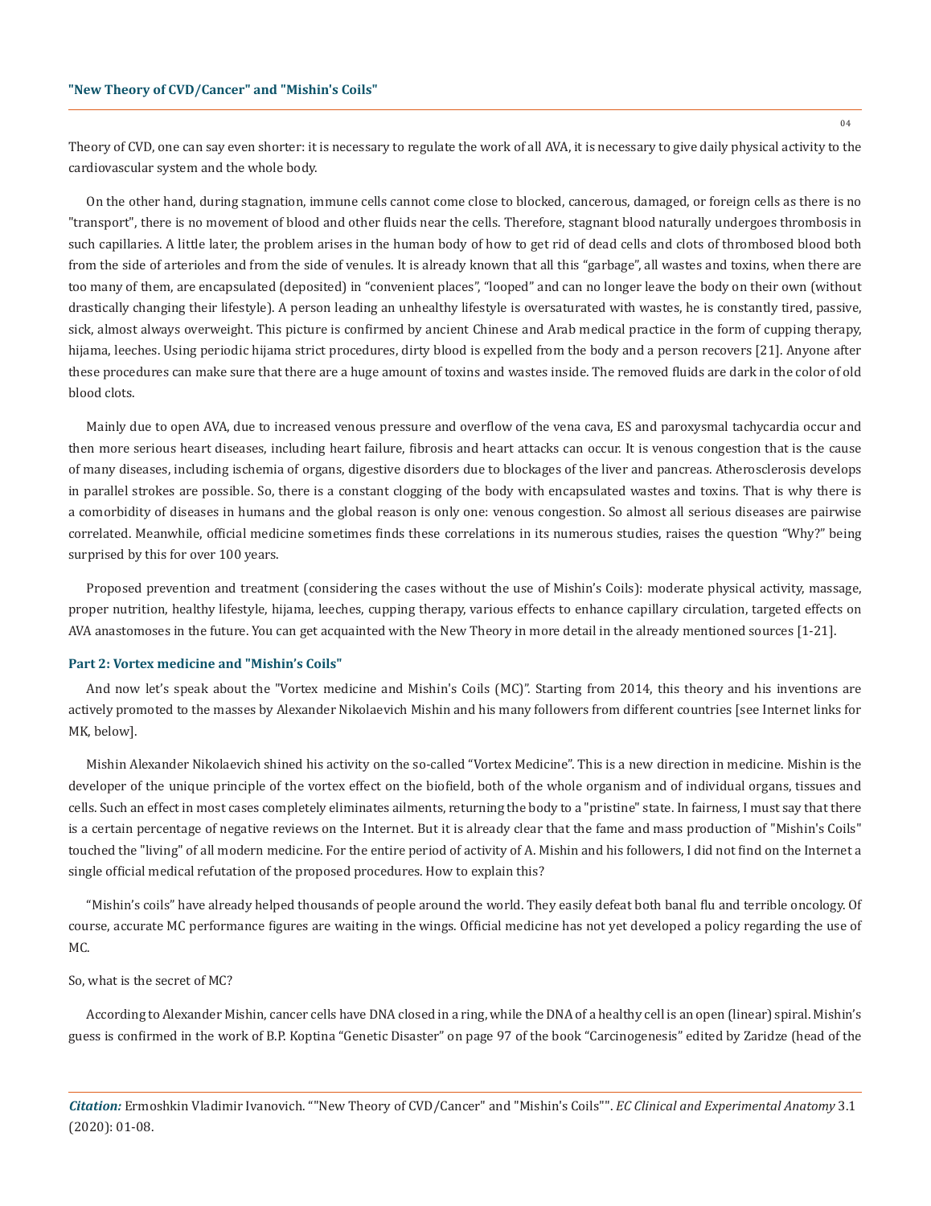Theory of CVD, one can say even shorter: it is necessary to regulate the work of all AVA, it is necessary to give daily physical activity to the cardiovascular system and the whole body.

On the other hand, during stagnation, immune cells cannot come close to blocked, cancerous, damaged, or foreign cells as there is no "transport", there is no movement of blood and other fluids near the cells. Therefore, stagnant blood naturally undergoes thrombosis in such capillaries. A little later, the problem arises in the human body of how to get rid of dead cells and clots of thrombosed blood both from the side of arterioles and from the side of venules. It is already known that all this "garbage", all wastes and toxins, when there are too many of them, are encapsulated (deposited) in "convenient places", "looped" and can no longer leave the body on their own (without drastically changing their lifestyle). A person leading an unhealthy lifestyle is oversaturated with wastes, he is constantly tired, passive, sick, almost always overweight. This picture is confirmed by ancient Chinese and Arab medical practice in the form of cupping therapy, hijama, leeches. Using periodic hijama strict procedures, dirty blood is expelled from the body and a person recovers [21]. Anyone after these procedures can make sure that there are a huge amount of toxins and wastes inside. The removed fluids are dark in the color of old blood clots.

Mainly due to open AVA, due to increased venous pressure and overflow of the vena cava, ES and paroxysmal tachycardia occur and then more serious heart diseases, including heart failure, fibrosis and heart attacks can occur. It is venous congestion that is the cause of many diseases, including ischemia of organs, digestive disorders due to blockages of the liver and pancreas. Atherosclerosis develops in parallel strokes are possible. So, there is a constant clogging of the body with encapsulated wastes and toxins. That is why there is a comorbidity of diseases in humans and the global reason is only one: venous congestion. So almost all serious diseases are pairwise correlated. Meanwhile, official medicine sometimes finds these correlations in its numerous studies, raises the question "Why?" being surprised by this for over 100 years.

Proposed prevention and treatment (considering the cases without the use of Mishin's Coils): moderate physical activity, massage, proper nutrition, healthy lifestyle, hijama, leeches, cupping therapy, various effects to enhance capillary circulation, targeted effects on AVA anastomoses in the future. You can get acquainted with the New Theory in more detail in the already mentioned sources [1-21].

## Part 2: Vortex medicine and "Mishin's Coils"

And now let's speak about the "Vortex medicine and Mishin's Coils (MC)". Starting from 2014, this theory and his inventions are actively promoted to the masses by Alexander Nikolaevich Mishin and his many followers from different countries [see Internet links for MK, below].

Mishin Alexander Nikolaevich shined his activity on the so-called "Vortex Medicine". This is a new direction in medicine. Mishin is the developer of the unique principle of the vortex effect on the biofield, both of the whole organism and of individual organs, tissues and cells. Such an effect in most cases completely eliminates ailments, returning the body to a "pristine" state. In fairness, I must say that there is a certain percentage of negative reviews on the Internet. But it is already clear that the fame and mass production of "Mishin's Coils" touched the "living" of all modern medicine. For the entire period of activity of A. Mishin and his followers, I did not find on the Internet a single official medical refutation of the proposed procedures. How to explain this?

"Mishin's coils" have already helped thousands of people around the world. They easily defeat both banal flu and terrible oncology. Of course, accurate MC performance figures are waiting in the wings. Official medicine has not yet developed a policy regarding the use of MC.

So, what is the secret of MC?

According to Alexander Mishin, cancer cells have DNA closed in a ring, while the DNA of a healthy cell is an open (linear) spiral. Mishin's guess is confirmed in the work of B.P. Koptina "Genetic Disaster" on page 97 of the book "Carcinogenesis" edited by Zaridze (head of the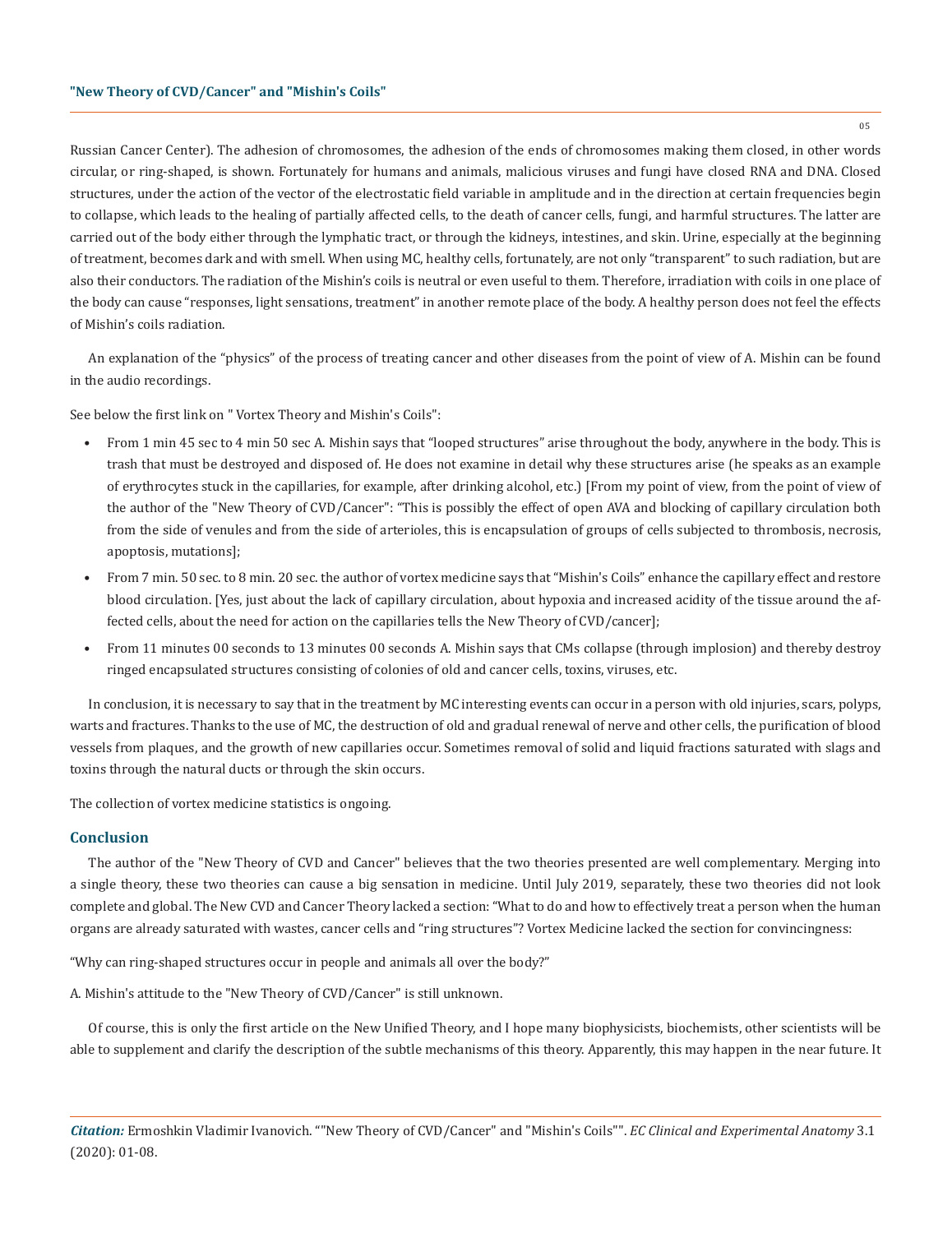Russian Cancer Center). The adhesion of chromosomes, the adhesion of the ends of chromosomes making them closed, in other words circular, or ring-shaped, is shown. Fortunately for humans and animals, malicious viruses and fungi have closed RNA and DNA. Closed structures, under the action of the vector of the electrostatic field variable in amplitude and in the direction at certain frequencies begin to collapse, which leads to the healing of partially affected cells, to the death of cancer cells, fungi, and harmful structures. The latter are carried out of the body either through the lymphatic tract, or through the kidneys, intestines, and skin. Urine, especially at the beginning of treatment, becomes dark and with smell. When using MC, healthy cells, fortunately, are not only "transparent" to such radiation, but are also their conductors. The radiation of the Mishin's coils is neutral or even useful to them. Therefore, irradiation with coils in one place of the body can cause "responses, light sensations, treatment" in another remote place of the body. A healthy person does not feel the effects of Mishin's coils radiation.

An explanation of the "physics" of the process of treating cancer and other diseases from the point of view of A. Mishin can be found in the audio recordings.

See below the first link on " Vortex Theory and Mishin's Coils":

- From 1 min 45 sec to 4 min 50 sec A. Mishin says that "looped structures" arise throughout the body, anywhere in the body. This is trash that must be destroyed and disposed of. He does not examine in detail why these structures arise (he speaks as an example of erythrocytes stuck in the capillaries, for example, after drinking alcohol, etc.) [From my point of view, from the point of view of the author of the "New Theory of CVD/Cancer": "This is possibly the effect of open AVA and blocking of capillary circulation both from the side of venules and from the side of arterioles, this is encapsulation of groups of cells subjected to thrombosis, necrosis, apoptosis, mutations];
- From 7 min. 50 sec. to 8 min. 20 sec. the author of vortex medicine says that "Mishin's Coils" enhance the capillary effect and restore blood circulation. [Yes, just about the lack of capillary circulation, about hypoxia and increased acidity of the tissue around the affected cells, about the need for action on the capillaries tells the New Theory of CVD/cancer];
- From 11 minutes 00 seconds to 13 minutes 00 seconds A. Mishin says that CMs collapse (through implosion) and thereby destroy ringed encapsulated structures consisting of colonies of old and cancer cells, toxins, viruses, etc.

In conclusion, it is necessary to say that in the treatment by MC interesting events can occur in a person with old injuries, scars, polyps, warts and fractures. Thanks to the use of MC, the destruction of old and gradual renewal of nerve and other cells, the purification of blood vessels from plaques, and the growth of new capillaries occur. Sometimes removal of solid and liquid fractions saturated with slags and toxins through the natural ducts or through the skin occurs.

The collection of vortex medicine statistics is ongoing.

## Conclusion

The author of the "New Theory of CVD and Cancer" believes that the two theories presented are well complementary. Merging into a single theory, these two theories can cause a big sensation in medicine. Until July 2019, separately, these two theories did not look complete and global. The New CVD and Cancer Theory lacked a section: "What to do and how to effectively treat a person when the human organs are already saturated with wastes, cancer cells and "ring structures"? Vortex Medicine lacked the section for convincingness:

"Why can ring-shaped structures occur in people and animals all over the body?"

A. Mishin's attitude to the "New Theory of CVD/Cancer" is still unknown.

Of course, this is only the first article on the New Unified Theory, and I hope many biophysicists, biochemists, other scientists will be able to supplement and clarify the description of the subtle mechanisms of this theory. Apparently, this may happen in the near future. It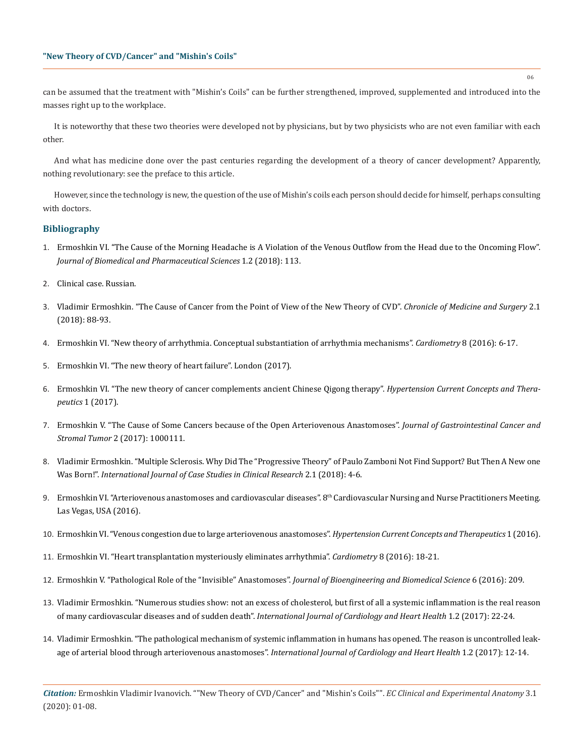can be assumed that the treatment with "Mishin's Coils" can be further strengthened, improved, supplemented and introduced into the masses right up to the workplace.

It is noteworthy that these two theories were developed not by physicians, but by two physicists who are not even familiar with each other.

And what has medicine done over the past centuries regarding the development of a theory of cancer development? Apparently, nothing revolutionary: see the preface to this article.

However, since the technology is new, the question of the use of Mishin's coils each person should decide for himself, perhaps consulting with doctors.

## Bibliography

1. Ermoshkin VI. "The Cause of the Morning Headache is A Violation of the Venous Outflow from the Head due to the Oncoming Flow". *Journal of Biomedical and Pharmaceutical Sciences* 1.2 (2018): 113.
2. Clinical case. Russian.
3. Vladimir Ermoshkin. "The Cause of Cancer from the Point of View of the New Theory of CVD". *Chronicle of Medicine and Surgery* 2.1 (2018): 88-93.
4. Ermoshkin VI. "New theory of arrhythmia. Conceptual substantiation of arrhythmia mechanisms". *Cardiometry* 8 (2016): 6-17.
5. Ermoshkin VI. "The new theory of heart failure". London (2017).
6. Ermoshkin VI. "The new theory of cancer complements ancient Chinese Qigong therapy". *Hypertension Current Concepts and Therapeutics* 1 (2017).
7. Ermoshkin V. "The Cause of Some Cancers because of the Open Arteriovenous Anastomoses". *Journal of Gastrointestinal Cancer and Stromal Tumor* 2 (2017): 1000111.
8. Vladimir Ermoshkin. "Multiple Sclerosis. Why Did The "Progressive Theory" of Paulo Zamboni Not Find Support? But Then A New one Was Born!". *International Journal of Case Studies in Clinical Research* 2.1 (2018): 4-6.
9. Ermoshkin VI. "Arteriovenous anastomoses and cardiovascular diseases". 8th Cardiovascular Nursing and Nurse Practitioners Meeting. Las Vegas, USA (2016).
10. Ermoshkin VI. "Venous congestion due to large arteriovenous anastomoses". *Hypertension Current Concepts and Therapeutics* 1 (2016).
11. Ermoshkin VI. "Heart transplantation mysteriously eliminates arrhythmia". *Cardiometry* 8 (2016): 18-21.
12. Ermoshkin V. "Pathological Role of the "Invisible" Anastomoses". *Journal of Bioengineering and Biomedical Science* 6 (2016): 209.
13. Vladimir Ermoshkin. "Numerous studies show: not an excess of cholesterol, but first of all a systemic inflammation is the real reason of many cardiovascular diseases and of sudden death". *International Journal of Cardiology and Heart Health* 1.2 (2017): 22-24.
14. Vladimir Ermoshkin. "The pathological mechanism of systemic inflammation in humans has opened. The reason is uncontrolled leakage of arterial blood through arteriovenous anastomoses". *International Journal of Cardiology and Heart Health* 1.2 (2017): 12-14.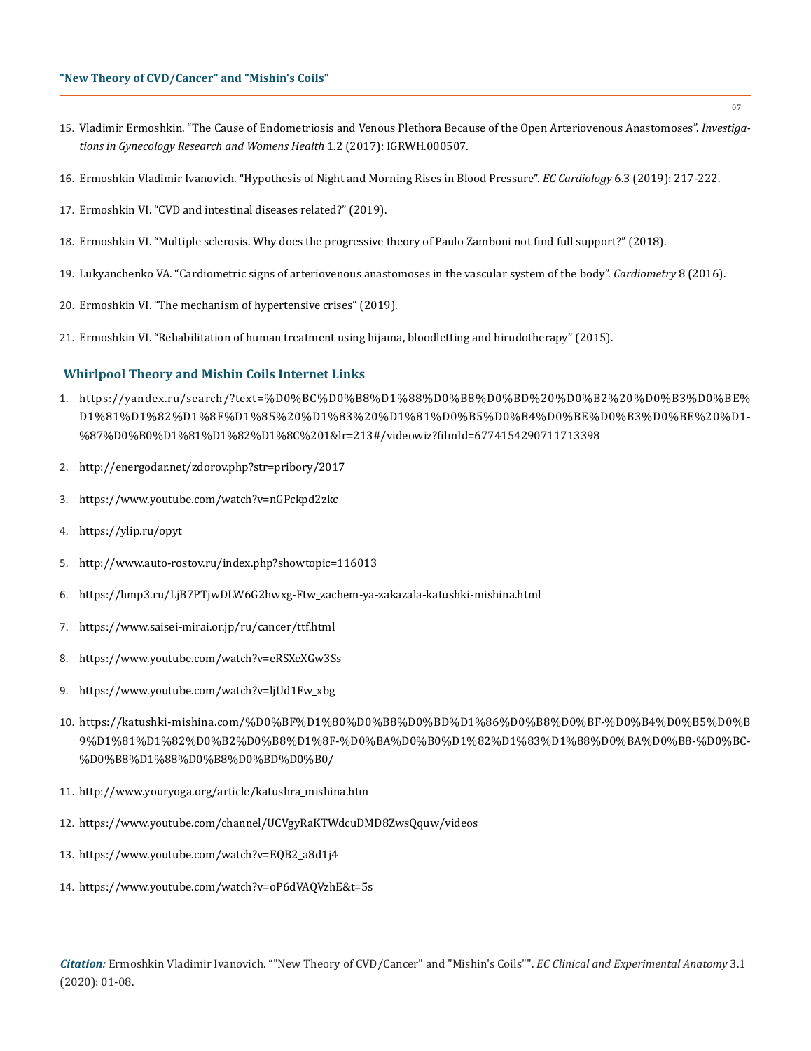15. Vladimir Ermoshkin. "The Cause of Endometriosis and Venous Plethora Because of the Open Arteriovenous Anastomoses". *Investigations in Gynecology Research and Womens Health* 1.2 (2017): IGRWH.000507.

16. Ermoshkin Vladimir Ivanovich. "Hypothesis of Night and Morning Rises in Blood Pressure". *EC Cardiology* 6.3 (2019): 217-222.

17. Ermoshkin VI. "CVD and intestinal diseases related?" (2019).

18. Ermoshkin VI. "Multiple sclerosis. Why does the progressive theory of Paulo Zamboni not find full support?" (2018).

19. Lukyanchenko VA. "Cardiometric signs of arteriovenous anastomoses in the vascular system of the body". *Cardiometry* 8 (2016).

20. Ermoshkin VI. "The mechanism of hypertensive crises" (2019).

21. Ermoshkin VI. "Rehabilitation of human treatment using hijama, bloodletting and hirudotherapy" (2015).

## Whirlpool Theory and Mishin Coils Internet Links

1. https://yandex.ru/search/?text=%D0%BC%D0%B8%D1%88%D0%B8%D0%BD%20%D0%B2%20%D0%B3%D0%BE%D1%81%D1%82%D1%8F%D1%85%20%D1%83%20%D1%81%D0%B5%D0%B4%D0%BE%D0%B3%D0%BE%20%D1-%87%D0%B0%D1%81%D1%82%D1%8C%201&lr=213#/videowiz?filmId=6774154290711713398

2. http://energodar.net/zdorov.php?str=pribory/2017

3. https://www.youtube.com/watch?v=nGPckpd2zkc

4. https://ylip.ru/opyt

5. http://www.auto-rostov.ru/index.php?showtopic=116013

6. https://hmp3.ru/LjB7PTjwDLW6G2hwxg-Ftw_zachem-ya-zakazala-katushki-mishina.html

7. https://www.saisei-mirai.or.jp/ru/cancer/ttf.html

8. https://www.youtube.com/watch?v=eRSXeXGw3Ss

9. https://www.youtube.com/watch?v=ljUd1Fw_xbg

10. https://katushki-mishina.com/%D0%BF%D1%80%D0%B8%D0%BD%D1%86%D0%B8%D0%BF-%D0%B4%D0%B5%D0%B9%D1%81%D1%82%D0%B2%D0%B8%D1%8F-%D0%BA%D0%B0%D1%82%D1%83%D1%88%D0%BA%D0%B8-%D0%BC-%D0%B8%D1%88%D0%B8%D0%BD%D0%B0/

11. http://www.youryoga.org/article/katushra_mishina.htm

12. https://www.youtube.com/channel/UCVgyRaKTWdcuDMD8ZwsQquw/videos

13. https://www.youtube.com/watch?v=EQB2_a8d1j4

14. https://www.youtube.com/watch?v=oP6dVAQVzhE&t=5s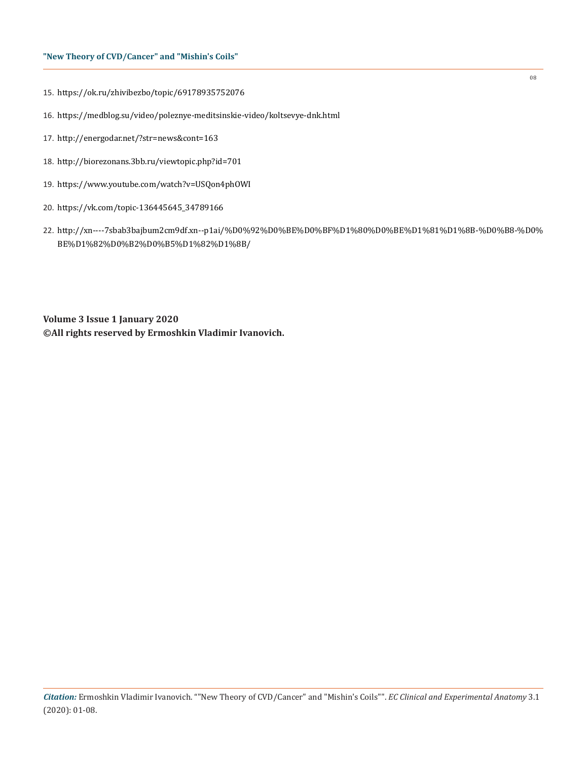15. https://ok.ru/zhivibezbo/topic/69178935752076

16. https://medblog.su/video/poleznye-meditsinskie-video/koltsevye-dnk.html

17. http://energodar.net/?str=news&cont=163

18. http://biorezonans.3bb.ru/viewtopic.php?id=701

19. https://www.youtube.com/watch?v=USQon4phOWI

20. https://vk.com/topic-136445645_34789166

22. http://xn----7sbab3bajbum2cm9df.xn--p1ai/%D0%92%D0%BE%D0%BF%D1%80%D0%BE%D1%81%D1%8B-%D0%B8-%D0%BE%D1%82%D0%B2%D0%B5%D1%82%D1%8B/

**Volume 3 Issue 1 January 2020**
**©All rights reserved by Ermoshkin Vladimir Ivanovich.**